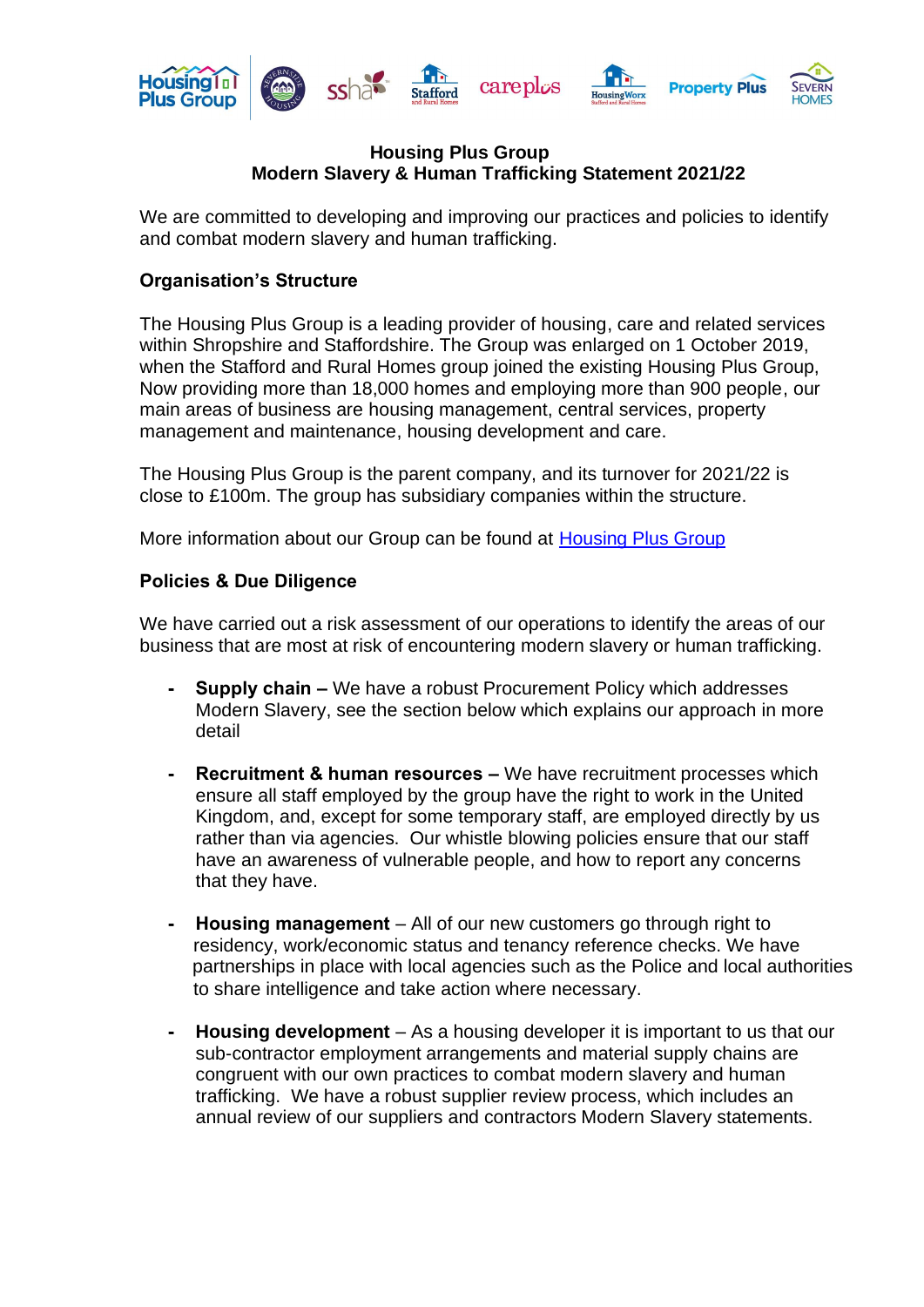# Housing Plus Group
## Modern Slavery & Human Trafficking Statement 2021/22

We are committed to developing and improving our practices and policies to identify and combat modern slavery and human trafficking.

### Organisation's Structure

The Housing Plus Group is a leading provider of housing, care and related services within Shropshire and Staffordshire. The Group was enlarged on 1 October 2019, when the Stafford and Rural Homes group joined the existing Housing Plus Group, Now providing more than 18,000 homes and employing more than 900 people, our main areas of business are housing management, central services, property management and maintenance, housing development and care.

The Housing Plus Group is the parent company, and its turnover for 2021/22 is close to £100m. The group has subsidiary companies within the structure.

More information about our Group can be found at [Housing Plus Group]

### Policies & Due Diligence

We have carried out a risk assessment of our operations to identify the areas of our business that are most at risk of encountering modern slavery or human trafficking.

- **Supply chain –** We have a robust Procurement Policy which addresses Modern Slavery, see the section below which explains our approach in more detail

- **Recruitment & human resources –** We have recruitment processes which ensure all staff employed by the group have the right to work in the United Kingdom, and, except for some temporary staff, are employed directly by us rather than via agencies. Our whistle blowing policies ensure that our staff have an awareness of vulnerable people, and how to report any concerns that they have.

- **Housing management** – All of our new customers go through right to residency, work/economic status and tenancy reference checks. We have partnerships in place with local agencies such as the Police and local authorities to share intelligence and take action where necessary.

- **Housing development** – As a housing developer it is important to us that our sub-contractor employment arrangements and material supply chains are congruent with our own practices to combat modern slavery and human trafficking. We have a robust supplier review process, which includes an annual review of our suppliers and contractors Modern Slavery statements.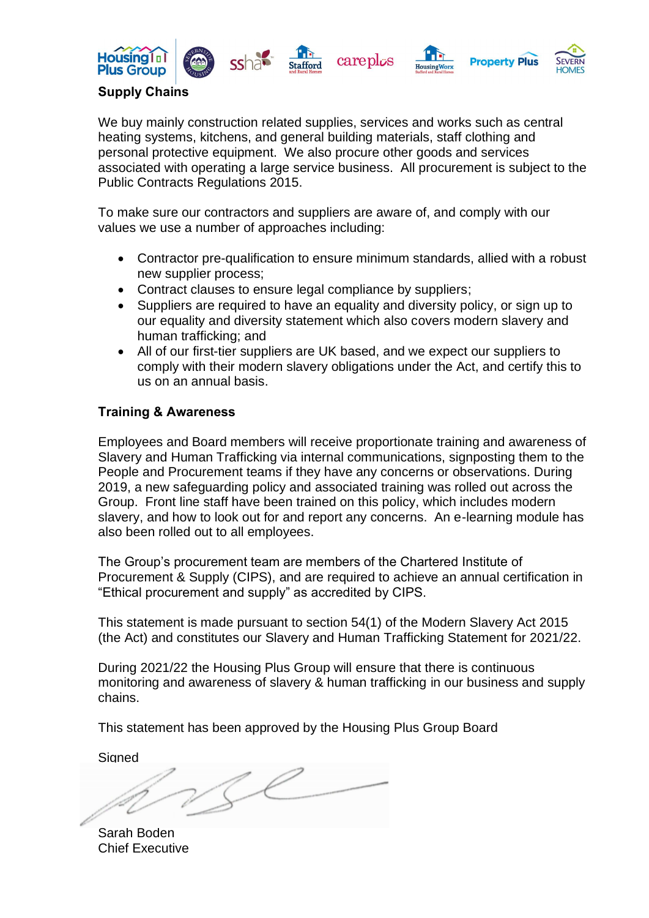## Supply Chains

We buy mainly construction related supplies, services and works such as central heating systems, kitchens, and general building materials, staff clothing and personal protective equipment. We also procure other goods and services associated with operating a large service business. All procurement is subject to the Public Contracts Regulations 2015.

To make sure our contractors and suppliers are aware of, and comply with our values we use a number of approaches including:

- Contractor pre-qualification to ensure minimum standards, allied with a robust new supplier process;
- Contract clauses to ensure legal compliance by suppliers;
- Suppliers are required to have an equality and diversity policy, or sign up to our equality and diversity statement which also covers modern slavery and human trafficking; and
- All of our first-tier suppliers are UK based, and we expect our suppliers to comply with their modern slavery obligations under the Act, and certify this to us on an annual basis.

## Training & Awareness

Employees and Board members will receive proportionate training and awareness of Slavery and Human Trafficking via internal communications, signposting them to the People and Procurement teams if they have any concerns or observations. During 2019, a new safeguarding policy and associated training was rolled out across the Group. Front line staff have been trained on this policy, which includes modern slavery, and how to look out for and report any concerns. An e-learning module has also been rolled out to all employees.

The Group's procurement team are members of the Chartered Institute of Procurement & Supply (CIPS), and are required to achieve an annual certification in "Ethical procurement and supply" as accredited by CIPS.

This statement is made pursuant to section 54(1) of the Modern Slavery Act 2015 (the Act) and constitutes our Slavery and Human Trafficking Statement for 2021/22.

During 2021/22 the Housing Plus Group will ensure that there is continuous monitoring and awareness of slavery & human trafficking in our business and supply chains.

This statement has been approved by the Housing Plus Group Board

Signed

Sarah Boden
Chief Executive